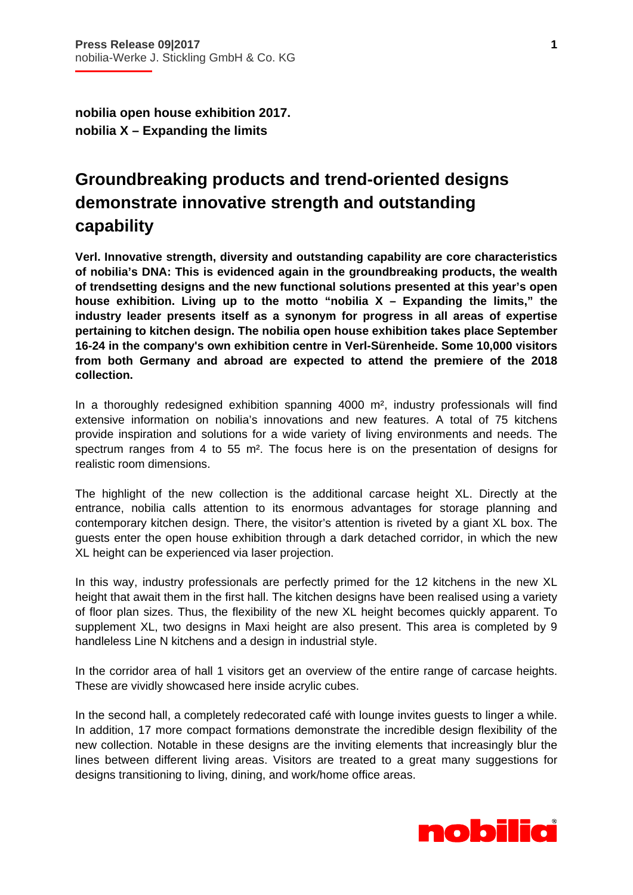**Press Release 09|2017**
nobilia-Werke J. Stickling GmbH & Co. KG

**nobilia open house exhibition 2017.**
**nobilia X – Expanding the limits**

# Groundbreaking products and trend-oriented designs demonstrate innovative strength and outstanding capability

**Verl. Innovative strength, diversity and outstanding capability are core characteristics of nobilia's DNA: This is evidenced again in the groundbreaking products, the wealth of trendsetting designs and the new functional solutions presented at this year's open house exhibition. Living up to the motto "nobilia X – Expanding the limits," the industry leader presents itself as a synonym for progress in all areas of expertise pertaining to kitchen design. The nobilia open house exhibition takes place September 16-24 in the company's own exhibition centre in Verl-Sürenheide. Some 10,000 visitors from both Germany and abroad are expected to attend the premiere of the 2018 collection.**

In a thoroughly redesigned exhibition spanning 4000 m², industry professionals will find extensive information on nobilia's innovations and new features. A total of 75 kitchens provide inspiration and solutions for a wide variety of living environments and needs. The spectrum ranges from 4 to 55 m². The focus here is on the presentation of designs for realistic room dimensions.

The highlight of the new collection is the additional carcase height XL. Directly at the entrance, nobilia calls attention to its enormous advantages for storage planning and contemporary kitchen design. There, the visitor's attention is riveted by a giant XL box. The guests enter the open house exhibition through a dark detached corridor, in which the new XL height can be experienced via laser projection.

In this way, industry professionals are perfectly primed for the 12 kitchens in the new XL height that await them in the first hall. The kitchen designs have been realised using a variety of floor plan sizes. Thus, the flexibility of the new XL height becomes quickly apparent. To supplement XL, two designs in Maxi height are also present. This area is completed by 9 handleless Line N kitchens and a design in industrial style.

In the corridor area of hall 1 visitors get an overview of the entire range of carcase heights. These are vividly showcased here inside acrylic cubes.

In the second hall, a completely redecorated café with lounge invites guests to linger a while. In addition, 17 more compact formations demonstrate the incredible design flexibility of the new collection. Notable in these designs are the inviting elements that increasingly blur the lines between different living areas. Visitors are treated to a great many suggestions for designs transitioning to living, dining, and work/home office areas.

nobilia®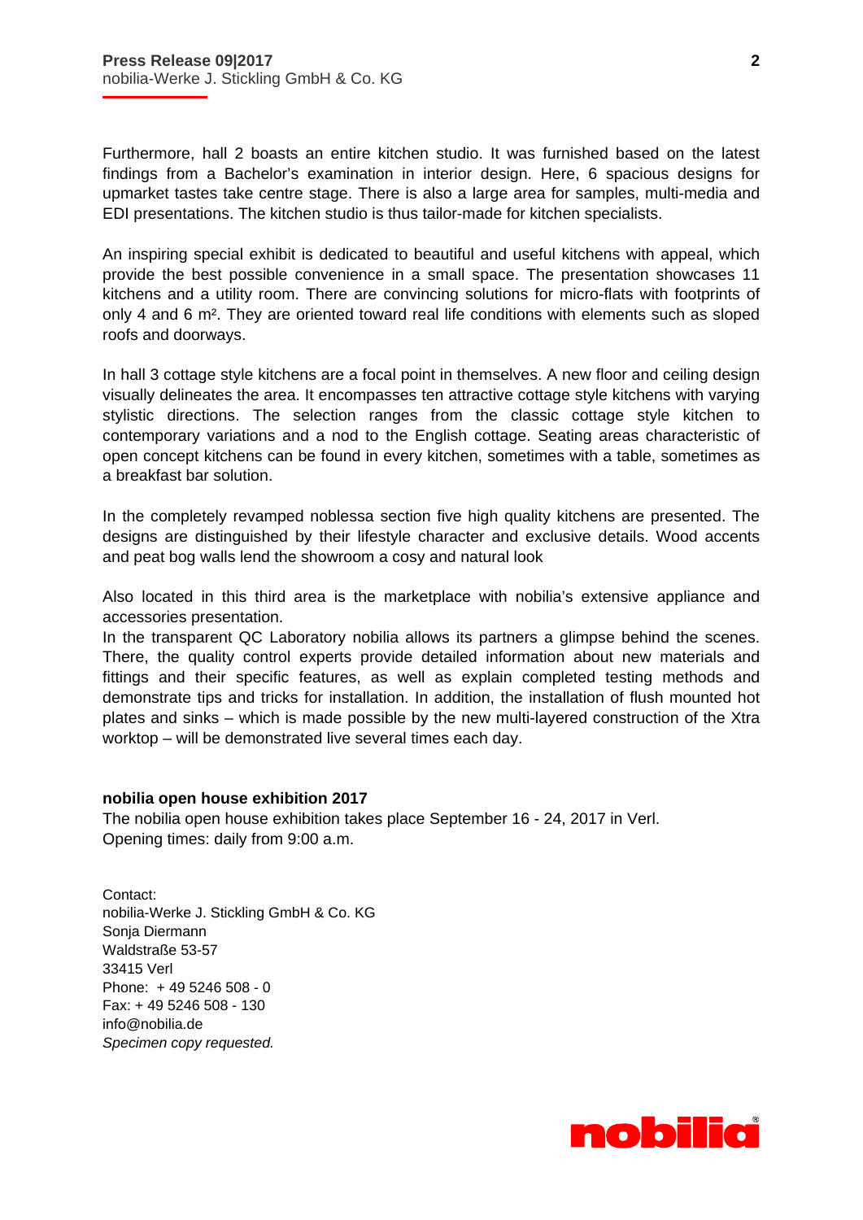Furthermore, hall 2 boasts an entire kitchen studio. It was furnished based on the latest findings from a Bachelor's examination in interior design. Here, 6 spacious designs for upmarket tastes take centre stage. There is also a large area for samples, multi-media and EDI presentations. The kitchen studio is thus tailor-made for kitchen specialists.

An inspiring special exhibit is dedicated to beautiful and useful kitchens with appeal, which provide the best possible convenience in a small space. The presentation showcases 11 kitchens and a utility room. There are convincing solutions for micro-flats with footprints of only 4 and 6 m². They are oriented toward real life conditions with elements such as sloped roofs and doorways.

In hall 3 cottage style kitchens are a focal point in themselves. A new floor and ceiling design visually delineates the area. It encompasses ten attractive cottage style kitchens with varying stylistic directions. The selection ranges from the classic cottage style kitchen to contemporary variations and a nod to the English cottage. Seating areas characteristic of open concept kitchens can be found in every kitchen, sometimes with a table, sometimes as a breakfast bar solution.

In the completely revamped noblessa section five high quality kitchens are presented. The designs are distinguished by their lifestyle character and exclusive details. Wood accents and peat bog walls lend the showroom a cosy and natural look

Also located in this third area is the marketplace with nobilia's extensive appliance and accessories presentation.
In the transparent QC Laboratory nobilia allows its partners a glimpse behind the scenes. There, the quality control experts provide detailed information about new materials and fittings and their specific features, as well as explain completed testing methods and demonstrate tips and tricks for installation. In addition, the installation of flush mounted hot plates and sinks – which is made possible by the new multi-layered construction of the Xtra worktop – will be demonstrated live several times each day.

**nobilia open house exhibition 2017**
The nobilia open house exhibition takes place September 16 - 24, 2017 in Verl.
Opening times: daily from 9:00 a.m.

Contact:
nobilia-Werke J. Stickling GmbH & Co. KG
Sonja Diermann
Waldstraße 53-57
33415 Verl
Phone: + 49 5246 508 - 0
Fax: + 49 5246 508 - 130
info@nobilia.de
*Specimen copy requested.*